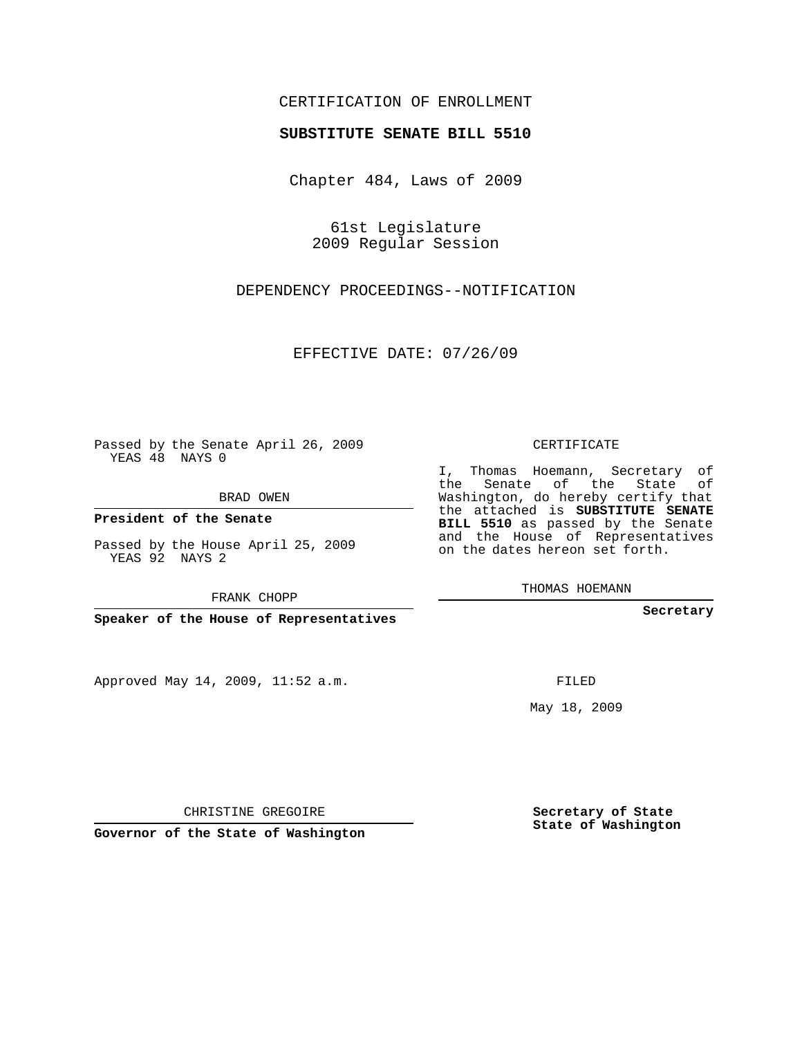CERTIFICATION OF ENROLLMENT

**SUBSTITUTE SENATE BILL 5510**

Chapter 484, Laws of 2009

61st Legislature
2009 Regular Session

DEPENDENCY PROCEEDINGS--NOTIFICATION

EFFECTIVE DATE: 07/26/09

Passed by the Senate April 26, 2009
YEAS 48 NAYS 0

BRAD OWEN

**President of the Senate**

Passed by the House April 25, 2009
YEAS 92 NAYS 2

FRANK CHOPP

**Speaker of the House of Representatives**

Approved May 14, 2009, 11:52 a.m.

CHRISTINE GREGOIRE

**Governor of the State of Washington**

CERTIFICATE

I, Thomas Hoemann, Secretary of the Senate of the State of Washington, do hereby certify that the attached is **SUBSTITUTE SENATE BILL 5510** as passed by the Senate and the House of Representatives on the dates hereon set forth.

THOMAS HOEMANN

**Secretary**

FILED

May 18, 2009

**Secretary of State**
**State of Washington**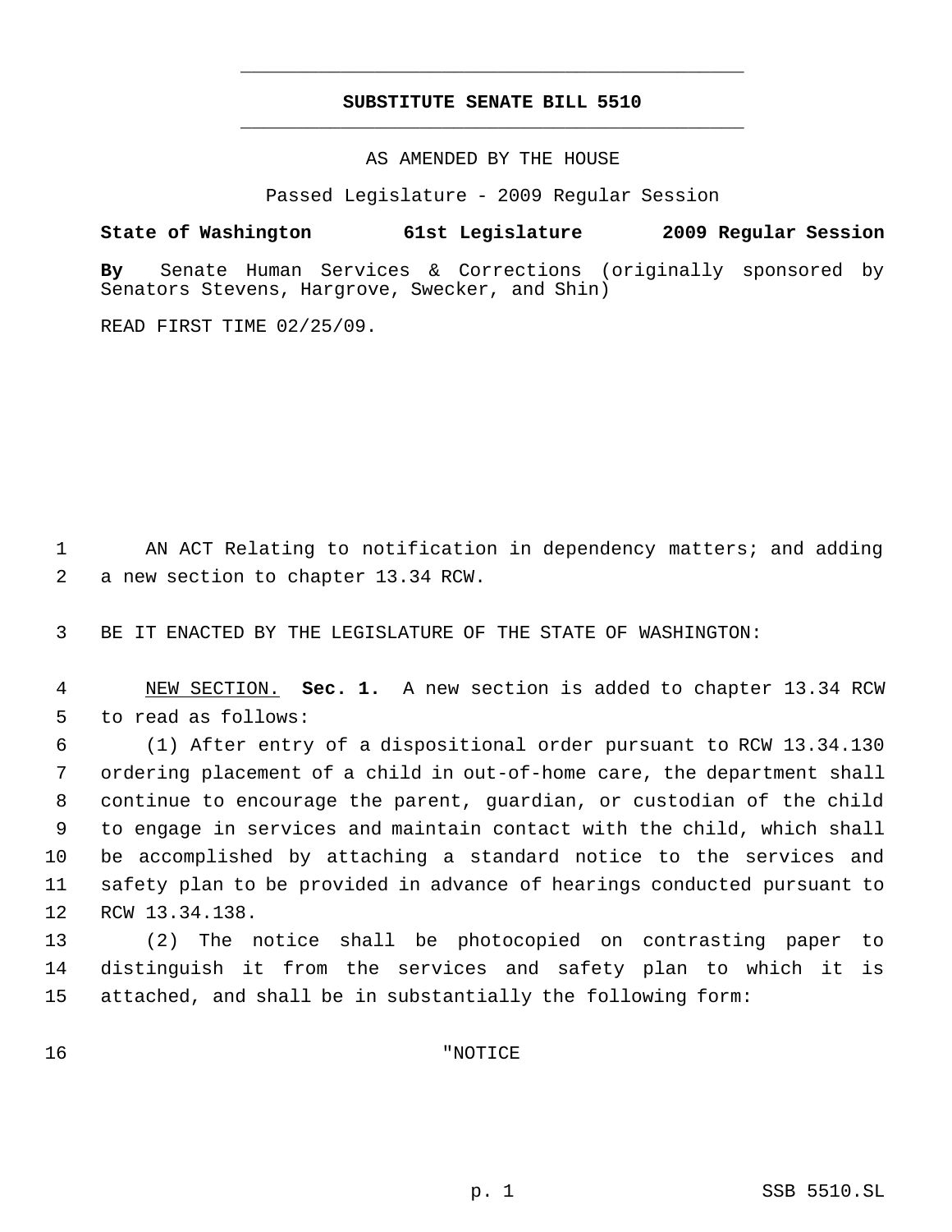**SUBSTITUTE SENATE BILL 5510**

AS AMENDED BY THE HOUSE

Passed Legislature - 2009 Regular Session

**State of Washington 61st Legislature 2009 Regular Session**

**By** Senate Human Services & Corrections (originally sponsored by Senators Stevens, Hargrove, Swecker, and Shin)

READ FIRST TIME 02/25/09.

AN ACT Relating to notification in dependency matters; and adding a new section to chapter 13.34 RCW.

BE IT ENACTED BY THE LEGISLATURE OF THE STATE OF WASHINGTON:

NEW SECTION. **Sec. 1.** A new section is added to chapter 13.34 RCW to read as follows:

(1) After entry of a dispositional order pursuant to RCW 13.34.130 ordering placement of a child in out-of-home care, the department shall continue to encourage the parent, guardian, or custodian of the child to engage in services and maintain contact with the child, which shall be accomplished by attaching a standard notice to the services and safety plan to be provided in advance of hearings conducted pursuant to RCW 13.34.138.

(2) The notice shall be photocopied on contrasting paper to distinguish it from the services and safety plan to which it is attached, and shall be in substantially the following form:

"NOTICE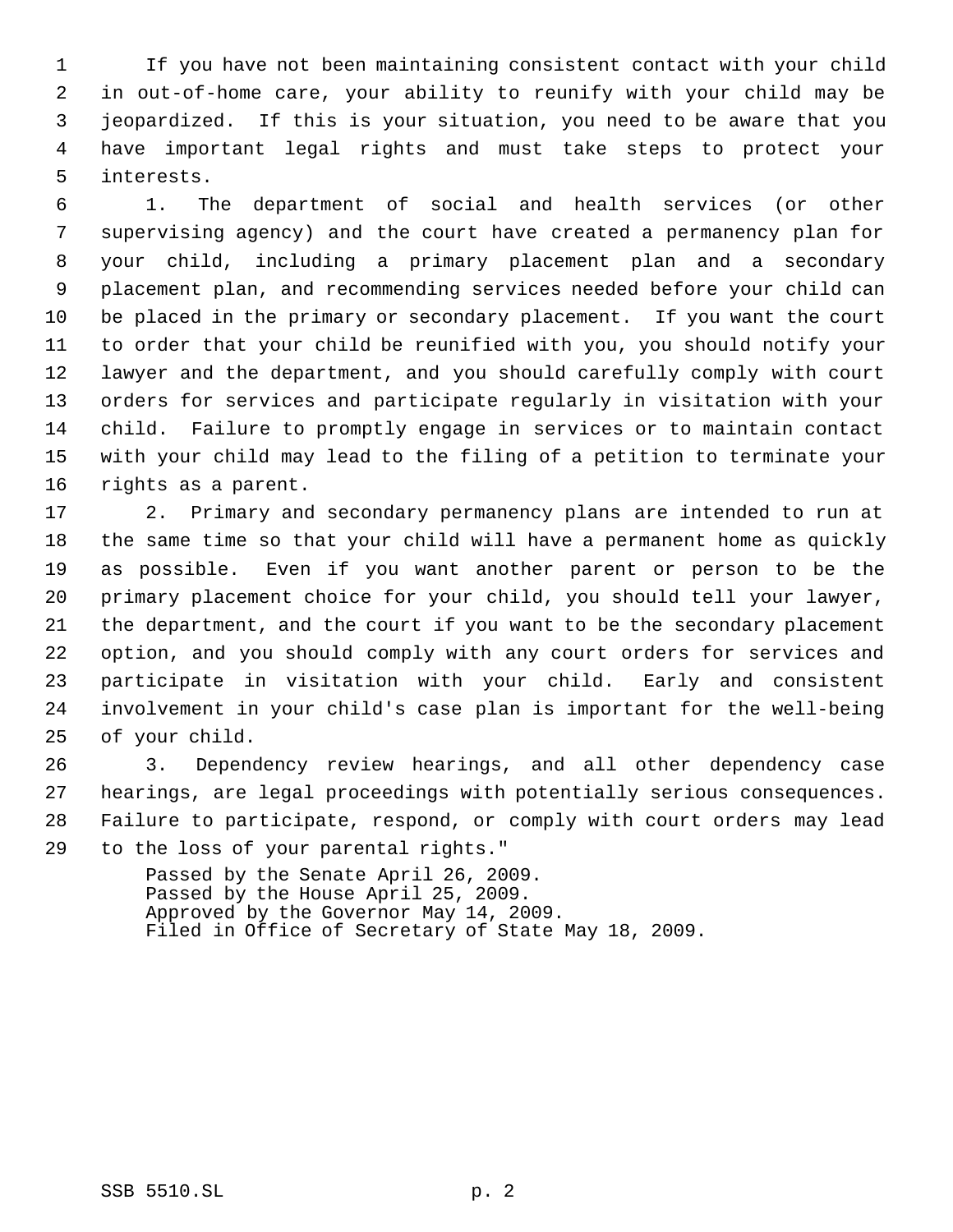If you have not been maintaining consistent contact with your child in out-of-home care, your ability to reunify with your child may be jeopardized. If this is your situation, you need to be aware that you have important legal rights and must take steps to protect your interests.

1. The department of social and health services (or other supervising agency) and the court have created a permanency plan for your child, including a primary placement plan and a secondary placement plan, and recommending services needed before your child can be placed in the primary or secondary placement. If you want the court to order that your child be reunified with you, you should notify your lawyer and the department, and you should carefully comply with court orders for services and participate regularly in visitation with your child. Failure to promptly engage in services or to maintain contact with your child may lead to the filing of a petition to terminate your rights as a parent.

2. Primary and secondary permanency plans are intended to run at the same time so that your child will have a permanent home as quickly as possible. Even if you want another parent or person to be the primary placement choice for your child, you should tell your lawyer, the department, and the court if you want to be the secondary placement option, and you should comply with any court orders for services and participate in visitation with your child. Early and consistent involvement in your child's case plan is important for the well-being of your child.

3. Dependency review hearings, and all other dependency case hearings, are legal proceedings with potentially serious consequences. Failure to participate, respond, or comply with court orders may lead to the loss of your parental rights."

Passed by the Senate April 26, 2009.
Passed by the House April 25, 2009.
Approved by the Governor May 14, 2009.
Filed in Office of Secretary of State May 18, 2009.